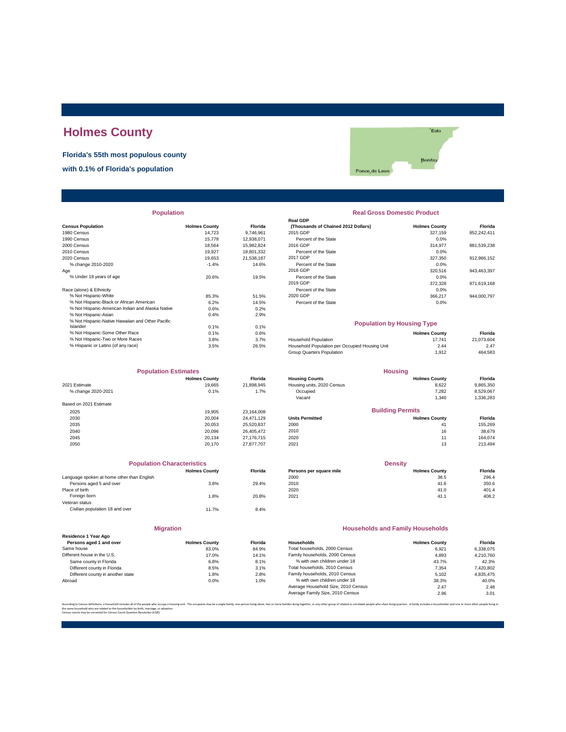# Holmes County

**Florida's 55th most populous county**

**with 0.1% of Florida's population**

## Population

| Census Population | Holmes County | Florida |
|---|---|---|
| 1980 Census | 14,723 | 9,746,961 |
| 1990 Census | 15,778 | 12,938,071 |
| 2000 Census | 18,564 | 15,982,824 |
| 2010 Census | 19,927 | 18,801,332 |
| 2020 Census | 19,653 | 21,538,187 |
| % change 2010-2020 | -1.4% | 14.6% |
| Age | | |
| % Under 18 years of age | 20.6% | 19.5% |
| Race (alone) & Ethnicity | | |
| % Not Hispanic-White | 85.3% | 51.5% |
| % Not Hispanic-Black or African American | 6.2% | 14.5% |
| % Not Hispanic-American Indian and Alaska Native | 0.6% | 0.2% |
| % Not Hispanic-Asian | 0.4% | 2.9% |
| % Not Hispanic-Native Hawaiian and Other Pacific Islander | 0.1% | 0.1% |
| % Not Hispanic-Some Other Race | 0.1% | 0.6% |
| % Not Hispanic-Two or More Races | 3.8% | 3.7% |
| % Hispanic or Latino (of any race) | 3.5% | 26.5% |

## Real Gross Domestic Product

| Real GDP (Thousands of Chained 2012 Dollars) | Holmes County | Florida |
|---|---|---|
| 2015 GDP | 327,159 | 852,242,411 |
| Percent of the State | 0.0% | |
| 2016 GDP | 314,977 | 881,539,238 |
| Percent of the State | 0.0% | |
| 2017 GDP | 327,350 | 912,966,152 |
| Percent of the State | 0.0% | |
| 2018 GDP | 320,516 | 943,463,397 |
| Percent of the State | 0.0% | |
| 2019 GDP | 372,328 | 971,619,168 |
| Percent of the State | 0.0% | |
| 2020 GDP | 366,217 | 944,000,797 |
| Percent of the State | 0.0% | |

## Population by Housing Type

| | Holmes County | Florida |
|---|---|---|
| Household Population | 17,741 | 21,073,604 |
| Household Population per Occupied Housing Unit | 2.44 | 2.47 |
| Group Quarters Population | 1,912 | 464,583 |

## Population Estimates

| | Holmes County | Florida |
|---|---|---|
| 2021 Estimate | 19,665 | 21,898,945 |
| % change 2020-2021 | 0.1% | 1.7% |
| Based on 2021 Estimate | | |
| 2025 | 19,905 | 23,164,008 |
| 2030 | 20,004 | 24,471,129 |
| 2035 | 20,053 | 25,520,837 |
| 2040 | 20,096 | 26,405,472 |
| 2045 | 20,134 | 27,176,715 |
| 2050 | 20,170 | 27,877,707 |

## Housing

| Housing Counts | Holmes County | Florida |
|---|---|---|
| Housing units, 2020 Census | 8,622 | 9,865,350 |
| Occupied | 7,282 | 8,529,067 |
| Vacant | 1,340 | 1,336,283 |

## Building Permits

| Units Permitted | Holmes County | Florida |
|---|---|---|
| 2000 | 41 | 155,269 |
| 2010 | 16 | 38,679 |
| 2020 | 11 | 164,074 |
| 2021 | 13 | 213,494 |

## Population Characteristics

| | Holmes County | Florida |
|---|---|---|
| Language spoken at home other than English | | |
| Persons aged 5 and over | 3.8% | 29.4% |
| Place of birth | | |
| Foreign born | 1.8% | 20.8% |
| Veteran status | | |
| Civilian population 18 and over | 11.7% | 8.4% |

## Density

| Persons per square mile | Holmes County | Florida |
|---|---|---|
| 2000 | 38.5 | 296.4 |
| 2010 | 41.6 | 350.6 |
| 2020 | 41.0 | 401.4 |
| 2021 | 41.1 | 408.2 |

## Migration

| Residence 1 Year Ago Persons aged 1 and over | Holmes County | Florida |
|---|---|---|
| Same house | 83.0% | 84.9% |
| Different house in the U.S. | 17.0% | 14.1% |
| Same county in Florida | 6.8% | 8.1% |
| Different county in Florida | 8.5% | 3.1% |
| Different county in another state | 1.8% | 2.8% |
| Abroad | 0.0% | 1.0% |

## Households and Family Households

| Households | Holmes County | Florida |
|---|---|---|
| Total households, 2000 Census | 6,921 | 6,338,075 |
| Family households, 2000 Census | 4,893 | 4,210,760 |
| % with own children under 18 | 43.7% | 42.3% |
| Total households, 2010 Census | 7,354 | 7,420,802 |
| Family households, 2010 Census | 5,102 | 4,835,475 |
| % with own children under 18 | 38.3% | 40.0% |
| Average Household Size, 2010 Census | 2.47 | 2.48 |
| Average Family Size, 2010 Census | 2.96 | 3.01 |

According to Census definitions, a household includes all of the people who occupy a housing unit. The occupants may be a single family, one person living alone, two or more families living together, or any other group of related or unrelated people who share living quarters. A family includes a householder and one or more other people living in the same household who are related to the householder by birth, marriage, or adoption.
Census counts may be corrected for Census Count Question Resolution (CQR).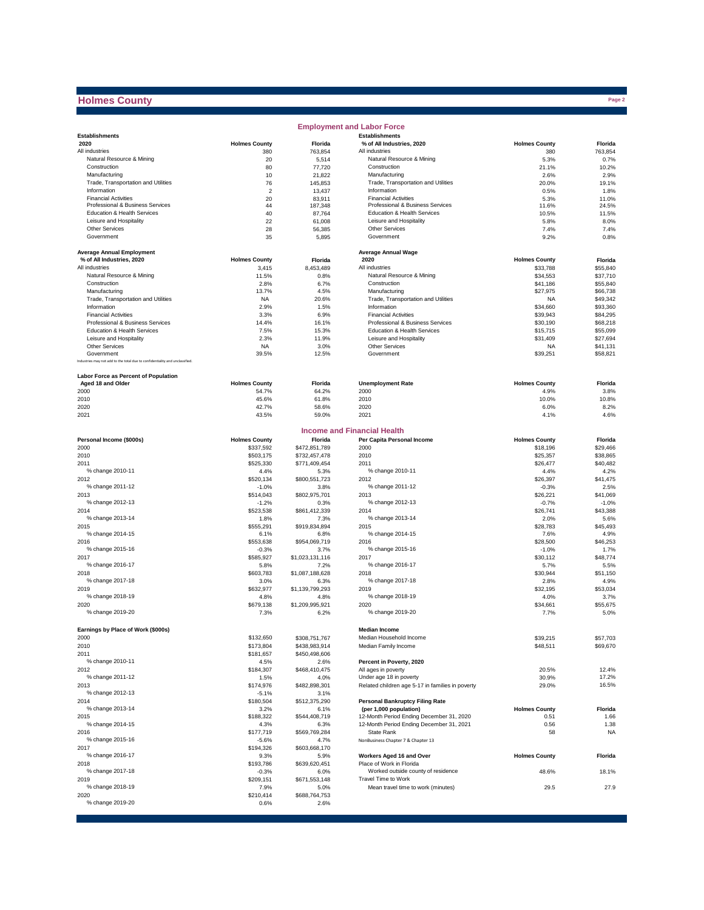# Holmes County

## Employment and Labor Force

| Establishments 2020 | Holmes County | Florida |
|---|---|---|
| All industries | 380 | 763,854 |
| Natural Resource & Mining | 20 | 5,514 |
| Construction | 80 | 77,720 |
| Manufacturing | 10 | 21,822 |
| Trade, Transportation and Utilities | 76 | 145,853 |
| Information | 2 | 13,437 |
| Financial Activities | 20 | 83,911 |
| Professional & Business Services | 44 | 187,348 |
| Education & Health Services | 40 | 87,764 |
| Leisure and Hospitality | 22 | 61,008 |
| Other Services | 28 | 56,385 |
| Government | 35 | 5,895 |

| Establishments % of All Industries, 2020 | Holmes County | Florida |
|---|---|---|
| All industries | 380 | 763,854 |
| Natural Resource & Mining | 5.3% | 0.7% |
| Construction | 21.1% | 10.2% |
| Manufacturing | 2.6% | 2.9% |
| Trade, Transportation and Utilities | 20.0% | 19.1% |
| Information | 0.5% | 1.8% |
| Financial Activities | 5.3% | 11.0% |
| Professional & Business Services | 11.6% | 24.5% |
| Education & Health Services | 10.5% | 11.5% |
| Leisure and Hospitality | 5.8% | 8.0% |
| Other Services | 7.4% | 7.4% |
| Government | 9.2% | 0.8% |

| Average Annual Employment % of All Industries, 2020 | Holmes County | Florida |
|---|---|---|
| All industries | 3,415 | 8,453,489 |
| Natural Resource & Mining | 11.5% | 0.8% |
| Construction | 2.8% | 6.7% |
| Manufacturing | 13.7% | 4.5% |
| Trade, Transportation and Utilities | NA | 20.6% |
| Information | 2.9% | 1.5% |
| Financial Activities | 3.3% | 6.9% |
| Professional & Business Services | 14.4% | 16.1% |
| Education & Health Services | 7.5% | 15.3% |
| Leisure and Hospitality | 2.3% | 11.9% |
| Other Services | NA | 3.0% |
| Government | 39.5% | 12.5% |

Industries may not add to the total due to confidentiality and unclassified.

| Average Annual Wage 2020 | Holmes County | Florida |
|---|---|---|
| All industries | $33,788 | $55,840 |
| Natural Resource & Mining | $34,553 | $37,710 |
| Construction | $41,186 | $55,840 |
| Manufacturing | $27,975 | $66,738 |
| Trade, Transportation and Utilities | NA | $49,342 |
| Information | $34,660 | $93,360 |
| Financial Activities | $39,943 | $84,295 |
| Professional & Business Services | $30,190 | $68,218 |
| Education & Health Services | $15,715 | $55,099 |
| Leisure and Hospitality | $31,409 | $27,694 |
| Other Services | NA | $41,131 |
| Government | $39,251 | $58,821 |

| Labor Force as Percent of Population Aged 18 and Older | Holmes County | Florida |
|---|---|---|
| 2000 | 54.7% | 64.2% |
| 2010 | 45.6% | 61.8% |
| 2020 | 42.7% | 58.6% |
| 2021 | 43.5% | 59.0% |

| Unemployment Rate | Holmes County | Florida |
|---|---|---|
| 2000 | 4.9% | 3.8% |
| 2010 | 10.0% | 10.8% |
| 2020 | 6.0% | 8.2% |
| 2021 | 4.1% | 4.6% |

## Income and Financial Health

| Personal Income ($000s) | Holmes County | Florida |
|---|---|---|
| 2000 | $337,592 | $472,851,789 |
| 2010 | $503,175 | $732,457,478 |
| 2011 | $525,330 | $771,409,454 |
| % change 2010-11 | 4.4% | 5.3% |
| 2012 | $520,134 | $800,551,723 |
| % change 2011-12 | -1.0% | 3.8% |
| 2013 | $514,043 | $802,975,701 |
| % change 2012-13 | -1.2% | 0.3% |
| 2014 | $523,538 | $861,412,339 |
| % change 2013-14 | 1.8% | 7.3% |
| 2015 | $555,291 | $919,834,894 |
| % change 2014-15 | 6.1% | 6.8% |
| 2016 | $553,638 | $954,069,719 |
| % change 2015-16 | -0.3% | 3.7% |
| 2017 | $585,927 | $1,023,131,116 |
| % change 2016-17 | 5.8% | 7.2% |
| 2018 | $603,783 | $1,087,188,628 |
| % change 2017-18 | 3.0% | 6.3% |
| 2019 | $632,977 | $1,139,799,293 |
| % change 2018-19 | 4.8% | 4.8% |
| 2020 | $679,138 | $1,209,995,921 |
| % change 2019-20 | 7.3% | 6.2% |

| Per Capita Personal Income | Holmes County | Florida |
|---|---|---|
| 2000 | $18,196 | $29,466 |
| 2010 | $25,357 | $38,865 |
| 2011 | $26,477 | $40,482 |
| % change 2010-11 | 4.4% | 4.2% |
| 2012 | $26,397 | $41,475 |
| % change 2011-12 | -0.3% | 2.5% |
| 2013 | $26,221 | $41,069 |
| % change 2012-13 | -0.7% | -1.0% |
| 2014 | $26,741 | $43,388 |
| % change 2013-14 | 2.0% | 5.6% |
| 2015 | $28,783 | $45,493 |
| % change 2014-15 | 7.6% | 4.9% |
| 2016 | $28,500 | $46,253 |
| % change 2015-16 | -1.0% | 1.7% |
| 2017 | $30,112 | $48,774 |
| % change 2016-17 | 5.7% | 5.5% |
| 2018 | $30,944 | $51,150 |
| % change 2017-18 | 2.8% | 4.9% |
| 2019 | $32,195 | $53,034 |
| % change 2018-19 | 4.0% | 3.7% |
| 2020 | $34,661 | $55,675 |
| % change 2019-20 | 7.7% | 5.0% |

| Earnings by Place of Work ($000s) | Holmes County | Florida |
|---|---|---|
| 2000 | $132,650 | $308,751,767 |
| 2010 | $173,804 | $438,983,914 |
| 2011 | $181,657 | $450,498,606 |
| % change 2010-11 | 4.5% | 2.6% |
| 2012 | $184,307 | $468,410,475 |
| % change 2011-12 | 1.5% | 4.0% |
| 2013 | $174,976 | $482,898,301 |
| % change 2012-13 | -5.1% | 3.1% |
| 2014 | $180,504 | $512,375,290 |
| % change 2013-14 | 3.2% | 6.1% |
| 2015 | $188,322 | $544,408,719 |
| % change 2014-15 | 4.3% | 6.3% |
| 2016 | $177,719 | $569,769,284 |
| % change 2015-16 | -5.6% | 4.7% |
| 2017 | $194,326 | $603,668,170 |
| % change 2016-17 | 9.3% | 5.9% |
| 2018 | $193,786 | $639,620,451 |
| % change 2017-18 | -0.3% | 6.0% |
| 2019 | $209,151 | $671,553,148 |
| % change 2018-19 | 7.9% | 5.0% |
| 2020 | $210,414 | $688,764,753 |
| % change 2019-20 | 0.6% | 2.6% |

| Median Income | Holmes County | Florida |
|---|---|---|
| Median Household Income | $39,215 | $57,703 |
| Median Family Income | $48,511 | $69,670 |

| Percent in Poverty, 2020 | Holmes County | Florida |
|---|---|---|
| All ages in poverty | 20.5% | 12.4% |
| Under age 18 in poverty | 30.9% | 17.2% |
| Related children age 5-17 in families in poverty | 29.0% | 16.5% |

| Personal Bankruptcy Filing Rate (per 1,000 population) | Holmes County | Florida |
|---|---|---|
| 12-Month Period Ending December 31, 2020 | 0.51 | 1.66 |
| 12-Month Period Ending December 31, 2021 | 0.56 | 1.38 |
| State Rank | 58 | NA |

NonBusiness Chapter 7 & Chapter 13

| Workers Aged 16 and Over | Holmes County | Florida |
|---|---|---|
| Place of Work in Florida | | |
| Worked outside county of residence | 48.6% | 18.1% |
| Travel Time to Work | | |
| Mean travel time to work (minutes) | 29.5 | 27.9 |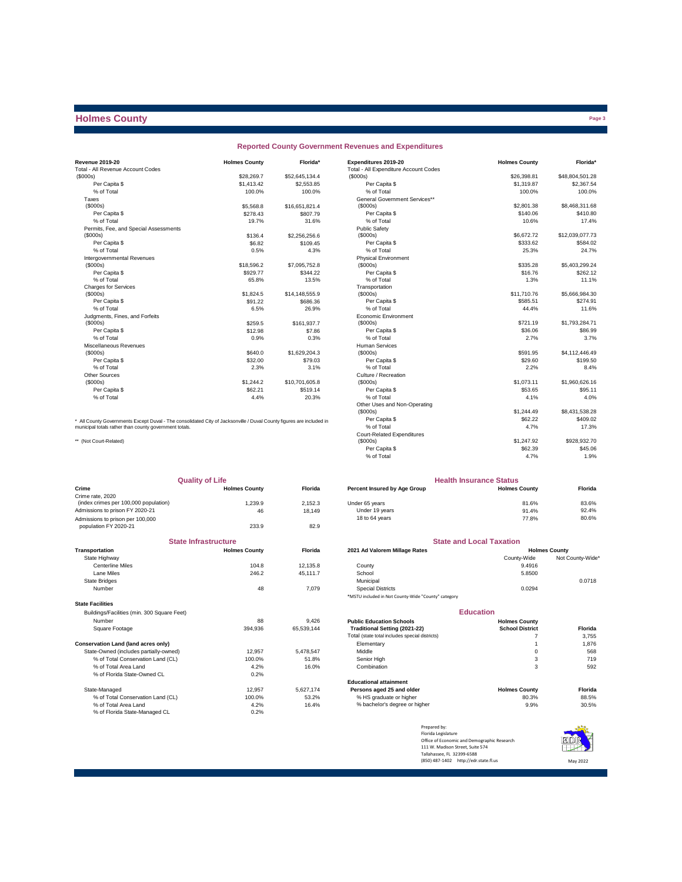# Holmes County

## Reported County Government Revenues and Expenditures

| Revenue 2019-20 | Holmes County | Florida* |
|---|---|---|
| Total - All Revenue Account Codes | | |
| ($000s) | $28,269.7 | $52,645,134.4 |
| Per Capita $ | $1,413.42 | $2,553.85 |
| % of Total | 100.0% | 100.0% |
| Taxes | | |
| ($000s) | $5,568.8 | $16,651,821.4 |
| Per Capita $ | $278.43 | $807.79 |
| % of Total | 19.7% | 31.6% |
| Permits, Fee, and Special Assessments | | |
| ($000s) | $136.4 | $2,256,256.6 |
| Per Capita $ | $6.82 | $109.45 |
| % of Total | 0.5% | 4.3% |
| Intergovernmental Revenues | | |
| ($000s) | $18,596.2 | $7,095,752.8 |
| Per Capita $ | $929.77 | $344.22 |
| % of Total | 65.8% | 13.5% |
| Charges for Services | | |
| ($000s) | $1,824.5 | $14,148,555.9 |
| Per Capita $ | $91.22 | $686.36 |
| % of Total | 6.5% | 26.9% |
| Judgments, Fines, and Forfeits | | |
| ($000s) | $259.5 | $161,937.7 |
| Per Capita $ | $12.98 | $7.86 |
| % of Total | 0.9% | 0.3% |
| Miscellaneous Revenues | | |
| ($000s) | $640.0 | $1,629,204.3 |
| Per Capita $ | $32.00 | $79.03 |
| % of Total | 2.3% | 3.1% |
| Other Sources | | |
| ($000s) | $1,244.2 | $10,701,605.8 |
| Per Capita $ | $62.21 | $519.14 |
| % of Total | 4.4% | 20.3% |

\* All County Governments Except Duval - The consolidated City of Jacksonville / Duval County figures are included in municipal totals rather than county government totals.

** (Not Court-Related)

| Expenditures 2019-20 | Holmes County | Florida* |
|---|---|---|
| Total - All Expenditure Account Codes | | |
| ($000s) | $26,398.81 | $48,804,501.28 |
| Per Capita $ | $1,319.87 | $2,367.54 |
| % of Total | 100.0% | 100.0% |
| General Government Services** | | |
| ($000s) | $2,801.38 | $8,468,311.68 |
| Per Capita $ | $140.06 | $410.80 |
| % of Total | 10.6% | 17.4% |
| Public Safety | | |
| ($000s) | $6,672.72 | $12,039,077.73 |
| Per Capita $ | $333.62 | $584.02 |
| % of Total | 25.3% | 24.7% |
| Physical Environment | | |
| ($000s) | $335.28 | $5,403,299.24 |
| Per Capita $ | $16.76 | $262.12 |
| % of Total | 1.3% | 11.1% |
| Transportation | | |
| ($000s) | $11,710.76 | $5,666,984.30 |
| Per Capita $ | $585.51 | $274.91 |
| % of Total | 44.4% | 11.6% |
| Economic Environment | | |
| ($000s) | $721.19 | $1,793,284.71 |
| Per Capita $ | $36.06 | $86.99 |
| % of Total | 2.7% | 3.7% |
| Human Services | | |
| ($000s) | $591.95 | $4,112,446.49 |
| Per Capita $ | $29.60 | $199.50 |
| % of Total | 2.2% | 8.4% |
| Culture / Recreation | | |
| ($000s) | $1,073.11 | $1,960,626.16 |
| Per Capita $ | $53.65 | $95.11 |
| % of Total | 4.1% | 4.0% |
| Other Uses and Non-Operating | | |
| ($000s) | $1,244.49 | $8,431,538.28 |
| Per Capita $ | $62.22 | $409.02 |
| % of Total | 4.7% | 17.3% |
| Court-Related Expenditures | | |
| ($000s) | $1,247.92 | $928,932.70 |
| Per Capita $ | $62.39 | $45.06 |
| % of Total | 4.7% | 1.9% |

## Quality of Life

| Crime | Holmes County | Florida |
|---|---|---|
| Crime rate, 2020 (index crimes per 100,000 population) | 1,239.9 | 2,152.3 |
| Admissions to prison FY 2020-21 | 46 | 18,149 |
| Admissions to prison per 100,000 population FY 2020-21 | 233.9 | 82.9 |

## Health Insurance Status

| Percent Insured by Age Group | Holmes County | Florida |
|---|---|---|
| Under 65 years | 81.6% | 83.6% |
| Under 19 years | 91.4% | 92.4% |
| 18 to 64 years | 77.8% | 80.6% |

## State Infrastructure

| Transportation | Holmes County | Florida |
|---|---|---|
| State Highway | | |
| Centerline Miles | 104.8 | 12,135.8 |
| Lane Miles | 246.2 | 45,111.7 |
| State Bridges | | |
| Number | 48 | 7,079 |
| **State Facilities** | | |
| Buildings/Facilities (min. 300 Square Feet) | | |
| Number | 88 | 9,426 |
| Square Footage | 394,936 | 65,539,144 |
| **Conservation Land (land acres only)** | | |
| State-Owned (includes partially-owned) | 12,957 | 5,478,547 |
| % of Total Conservation Land (CL) | 100.0% | 51.8% |
| % of Total Area Land | 4.2% | 16.0% |
| % of Florida State-Owned CL | 0.2% | |
| State-Managed | 12,957 | 5,627,174 |
| % of Total Conservation Land (CL) | 100.0% | 53.2% |
| % of Total Area Land | 4.2% | 16.4% |
| % of Florida State-Managed CL | 0.2% | |

## State and Local Taxation

| 2021 Ad Valorem Millage Rates | Holmes County County-Wide | Holmes County Not County-Wide* |
|---|---|---|
| County | 9.4916 | |
| School | 5.8500 | |
| Municipal | | 0.0718 |
| Special Districts | 0.0294 | |

*MSTU included in Not County-Wide "County" category

## Education

| Public Education Schools Traditional Setting (2021-22) | Holmes County School District | Florida |
|---|---|---|
| Total (state total includes special districts) | 7 | 3,755 |
| Elementary | 1 | 1,876 |
| Middle | 0 | 568 |
| Senior High | 3 | 719 |
| Combination | 3 | 592 |

**Educational attainment**

| Persons aged 25 and older | Holmes County | Florida |
|---|---|---|
| % HS graduate or higher | 80.3% | 88.5% |
| % bachelor's degree or higher | 9.9% | 30.5% |

Prepared by:
Florida Legislature
Office of Economic and Demographic Research
111 W. Madison Street, Suite 574
Tallahassee, FL 32399-6588
(850) 487-1402 http://edr.state.fl.us

May 2022